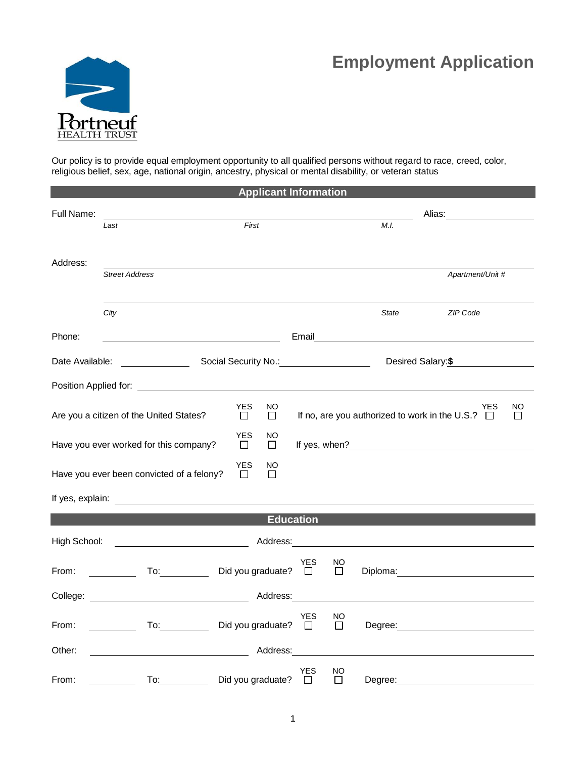Portneuf
HEALTH TRUST

# Employment Application

Our policy is to provide equal employment opportunity to all qualified persons without regard to race, creed, color, religious belief, sex, age, national origin, ancestry, physical or mental disability, or veteran status

## Applicant Information

Full Name: ______________________________________________ Alias: ______________
*Last* *First* *M.I.*

Address: ______________________________________________
*Street Address* *Apartment/Unit #*

______________________________________________
*City* *State* *ZIP Code*

Phone: ______________________ Email ______________________

Date Available: __________ Social Security No.: ______________ Desired Salary: **$** ______________

Position Applied for: ______________________________________________

Are you a citizen of the United States? YES ☐ NO ☐ If no, are you authorized to work in the U.S.? YES ☐ NO ☐

Have you ever worked for this company? YES ☐ NO ☐ If yes, when? ______________________

Have you ever been convicted of a felony? YES ☐ NO ☐

If yes, explain: ______________________________________________

## Education

High School: ______________________ Address: ______________________

From: __________ To: __________ Did you graduate? YES ☐ NO ☐ Diploma: ______________

College: ______________________ Address: ______________________

From: __________ To: __________ Did you graduate? YES ☐ NO ☐ Degree: ______________

Other: ______________________ Address: ______________________

From: __________ To: __________ Did you graduate? YES ☐ NO ☐ Degree: ______________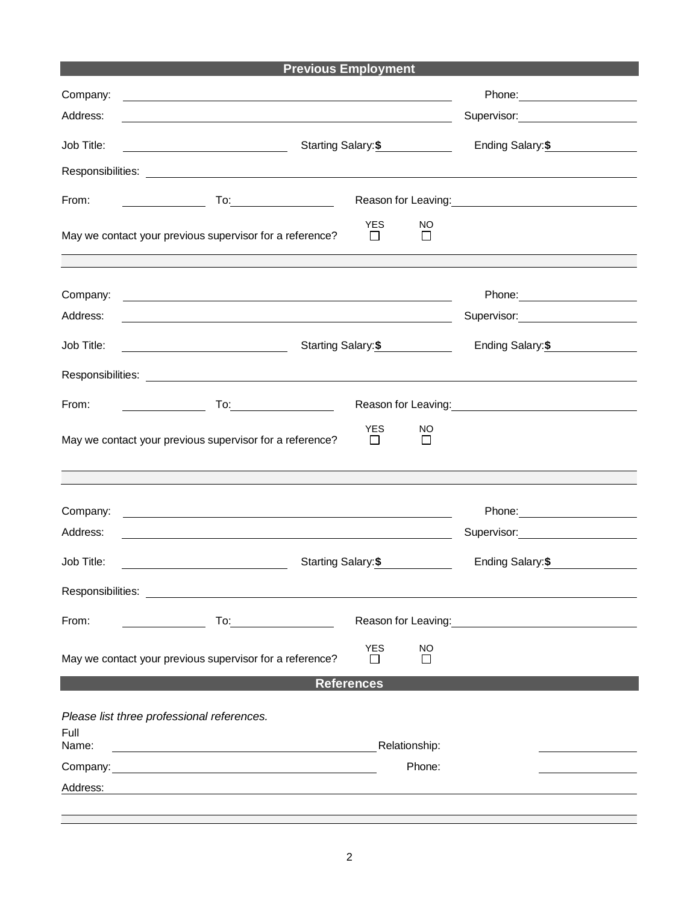## Previous Employment

Company: ______________________________ Phone: ______________

Address: ______________________________ Supervisor: ______________

Job Title: ______________ Starting Salary: $ ________ Ending Salary: $ ________

Responsibilities: ______________________________________________

From: ________ To: ________ Reason for Leaving: ______________________

May we contact your previous supervisor for a reference? YES ☐ NO ☐

---

Company: ______________________________ Phone: ______________

Address: ______________________________ Supervisor: ______________

Job Title: ______________ Starting Salary: $ ________ Ending Salary: $ ________

Responsibilities: ______________________________________________

From: ________ To: ________ Reason for Leaving: ______________________

May we contact your previous supervisor for a reference? YES ☐ NO ☐

---

Company: ______________________________ Phone: ______________

Address: ______________________________ Supervisor: ______________

Job Title: ______________ Starting Salary: $ ________ Ending Salary: $ ________

Responsibilities: ______________________________________________

From: ________ To: ________ Reason for Leaving: ______________________

May we contact your previous supervisor for a reference? YES ☐ NO ☐

## References

*Please list three professional references.*

Full Name: ______________________________ Relationship: ______________

Company: ______________________________ Phone: ______________

Address: ______________________________________________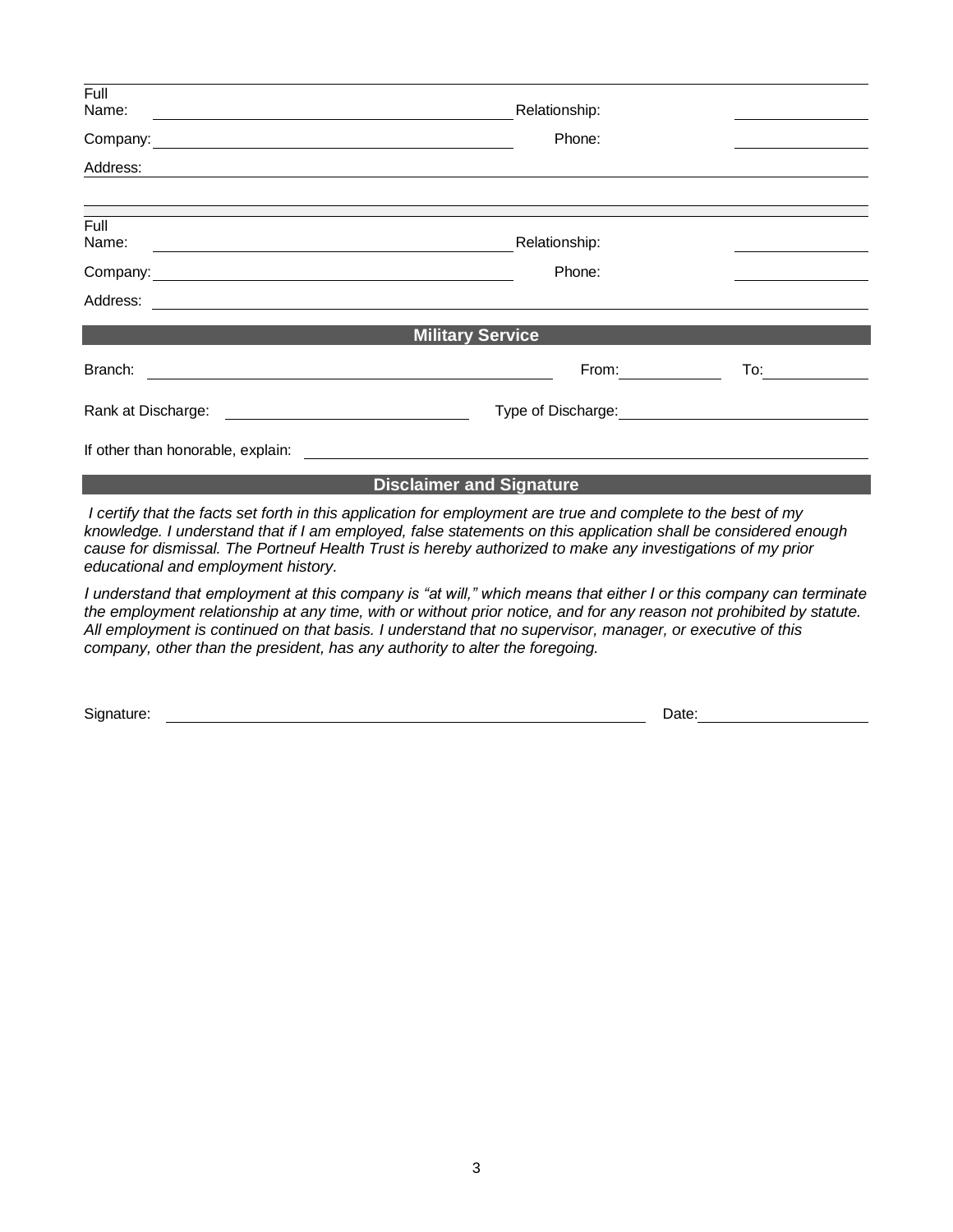Full Name: ______________________ Relationship: ______________

Company: ______________________ Phone: ______________

Address: ______________________________________________

Full Name: ______________________ Relationship: ______________

Company: ______________________ Phone: ______________

Address: ______________________________________________

## Military Service

Branch: ______________________ From: __________ To: __________

Rank at Discharge: ______________________ Type of Discharge: ______________________

If other than honorable, explain: ______________________________________________

## Disclaimer and Signature

*I certify that the facts set forth in this application for employment are true and complete to the best of my knowledge. I understand that if I am employed, false statements on this application shall be considered enough cause for dismissal. The Portneuf Health Trust is hereby authorized to make any investigations of my prior educational and employment history.*

*I understand that employment at this company is "at will," which means that either I or this company can terminate the employment relationship at any time, with or without prior notice, and for any reason not prohibited by statute. All employment is continued on that basis. I understand that no supervisor, manager, or executive of this company, other than the president, has any authority to alter the foregoing.*

Signature: ______________________________________ Date: ______________